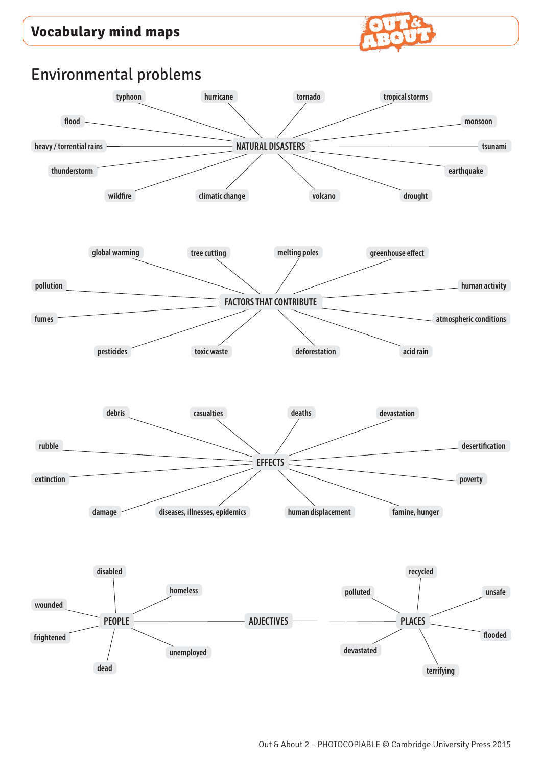# Vocabulary mind maps

## Environmental problems

### NATURAL DISASTERS

- typhoon
- hurricane
- tornado
- tropical storms
- flood
- monsoon
- heavy / torrential rains
- tsunami
- thunderstorm
- earthquake
- wildfire
- climatic change
- volcano
- drought

### FACTORS THAT CONTRIBUTE

- global warming
- tree cutting
- melting poles
- greenhouse effect
- pollution
- human activity
- fumes
- atmospheric conditions
- pesticides
- toxic waste
- deforestation
- acid rain

### EFFECTS

- debris
- casualties
- deaths
- devastation
- rubble
- desertification
- extinction
- poverty
- damage
- diseases, illnesses, epidemics
- human displacement
- famine, hunger

### ADJECTIVES

**PEOPLE**

- disabled
- homeless
- wounded
- frightened
- dead
- unemployed

**PLACES**

- polluted
- recycled
- unsafe
- flooded
- devastated
- terrifying

Out & About 2 – PHOTOCOPIABLE © Cambridge University Press 2015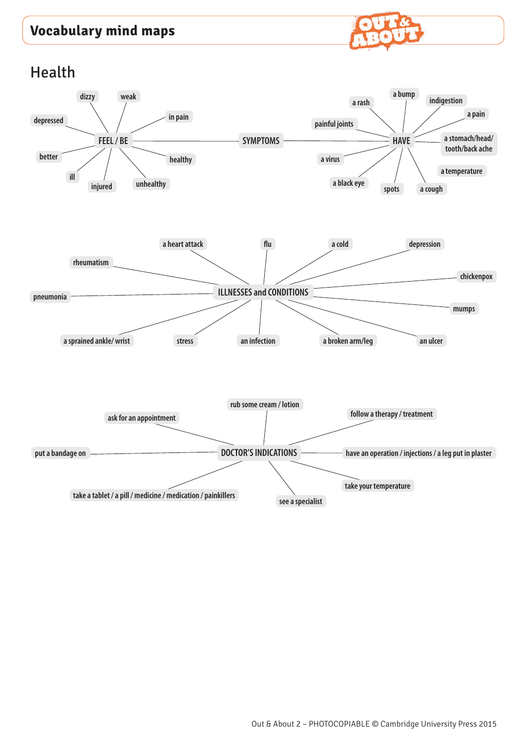# Vocabulary mind maps

## Health

### SYMPTOMS

**FEEL / BE**

- dizzy
- weak
- in pain
- depressed
- better
- healthy
- ill
- injured
- unhealthy

**HAVE**

- a bump
- a rash
- indigestion
- a pain
- painful joints
- a stomach/head/tooth/back ache
- a virus
- a temperature
- a black eye
- spots
- a cough

### ILLNESSES and CONDITIONS

- a heart attack
- flu
- a cold
- depression
- rheumatism
- chickenpox
- pneumonia
- mumps
- a sprained ankle/ wrist
- stress
- an infection
- a broken arm/leg
- an ulcer

### DOCTOR'S INDICATIONS

- rub some cream / lotion
- ask for an appointment
- follow a therapy / treatment
- put a bandage on
- have an operation / injections / a leg put in plaster
- take your temperature
- take a tablet / a pill / medicine / medication / painkillers
- see a specialist

Out & About 2 – PHOTOCOPIABLE © Cambridge University Press 2015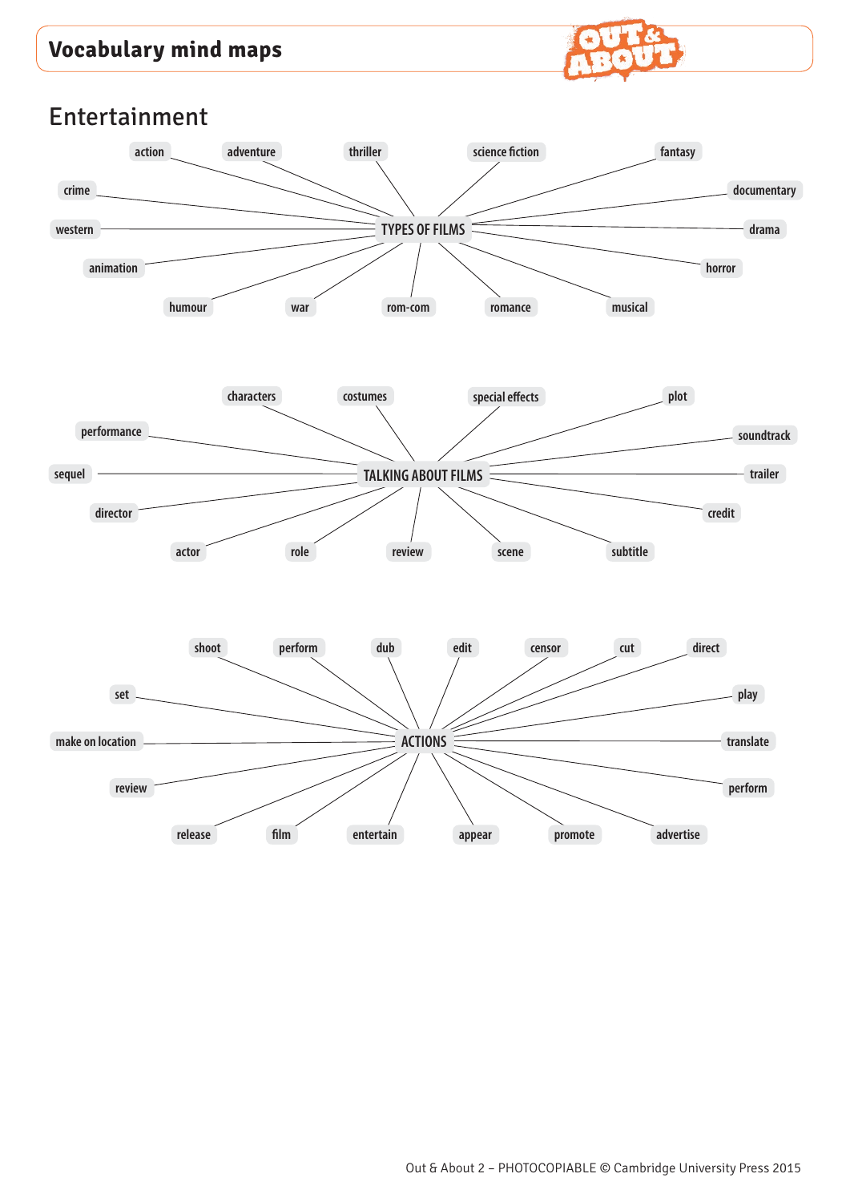# Vocabulary mind maps

## Entertainment

### TYPES OF FILMS

- action
- adventure
- thriller
- science fiction
- fantasy
- crime
- documentary
- western
- drama
- animation
- horror
- humour
- war
- rom-com
- romance
- musical

### TALKING ABOUT FILMS

- characters
- costumes
- special effects
- plot
- performance
- soundtrack
- sequel
- trailer
- director
- credit
- actor
- role
- review
- scene
- subtitle

### ACTIONS

- shoot
- perform
- dub
- edit
- censor
- cut
- direct
- set
- play
- make on location
- translate
- review
- perform
- release
- film
- entertain
- appear
- promote
- advertise

Out & About 2 – PHOTOCOPIABLE © Cambridge University Press 2015